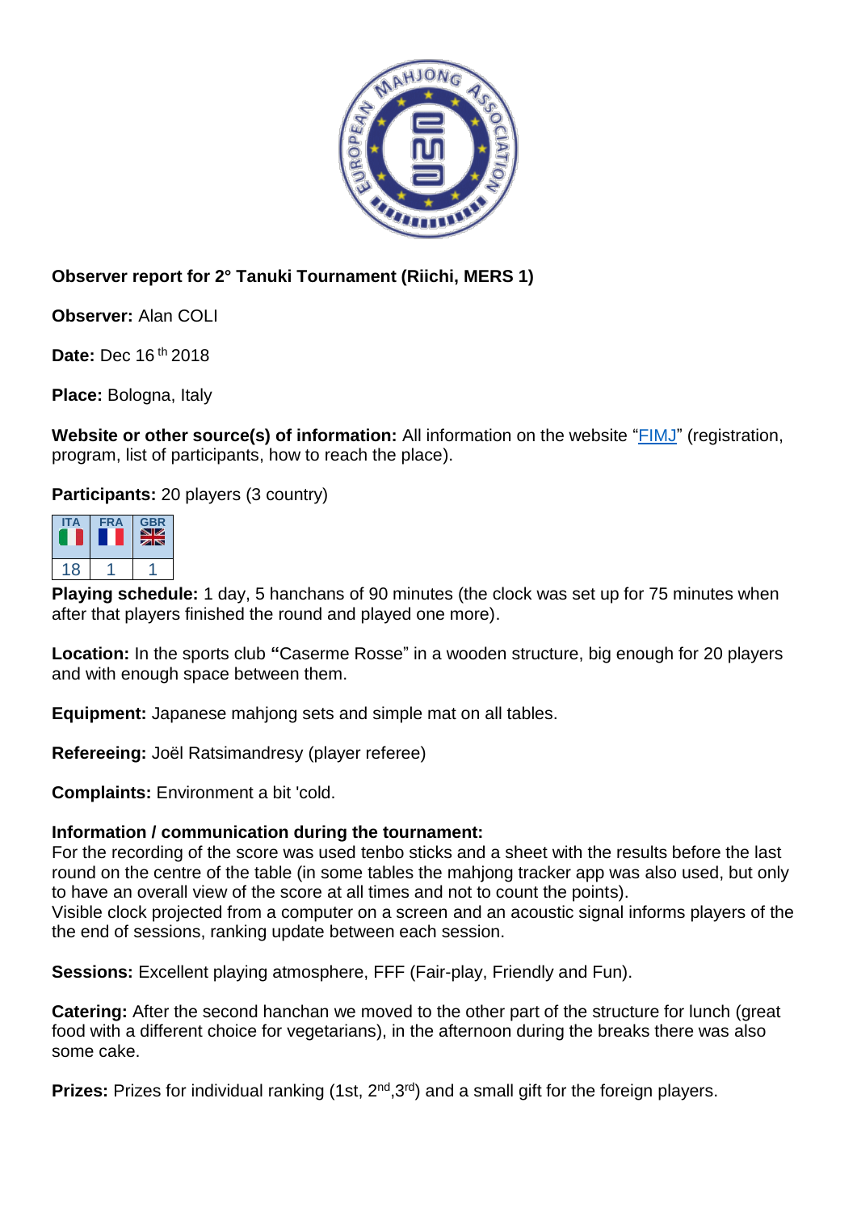**Observer report for 2° Tanuki Tournament (Riichi, MERS 1)**

**Observer:** Alan COLI

**Date:** Dec 16 th 2018

**Place:** Bologna, Italy

**Website or other source(s) of information:** All information on the website "FIMJ" (registration, program, list of participants, how to reach the place).

**Participants:** 20 players (3 country)

| ITA | FRA | GBR |
|---|---|---|
| 18 | 1 | 1 |

**Playing schedule:** 1 day, 5 hanchans of 90 minutes (the clock was set up for 75 minutes when after that players finished the round and played one more).

**Location:** In the sports club **"**Caserme Rosse" in a wooden structure, big enough for 20 players and with enough space between them.

**Equipment:** Japanese mahjong sets and simple mat on all tables.

**Refereeing:** Joël Ratsimandresy (player referee)

**Complaints:** Environment a bit 'cold.

**Information / communication during the tournament:**
For the recording of the score was used tenbo sticks and a sheet with the results before the last round on the centre of the table (in some tables the mahjong tracker app was also used, but only to have an overall view of the score at all times and not to count the points).
Visible clock projected from a computer on a screen and an acoustic signal informs players of the the end of sessions, ranking update between each session.

**Sessions:** Excellent playing atmosphere, FFF (Fair-play, Friendly and Fun).

**Catering:** After the second hanchan we moved to the other part of the structure for lunch (great food with a different choice for vegetarians), in the afternoon during the breaks there was also some cake.

**Prizes:** Prizes for individual ranking (1st, 2nd,3rd) and a small gift for the foreign players.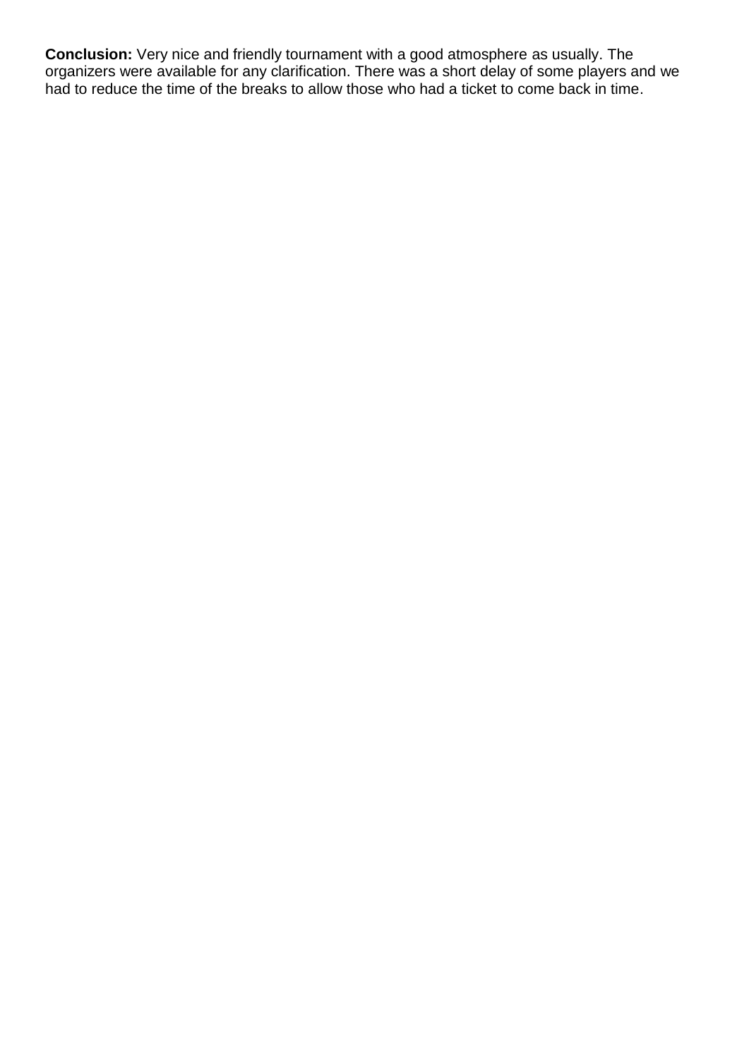**Conclusion:** Very nice and friendly tournament with a good atmosphere as usually. The organizers were available for any clarification. There was a short delay of some players and we had to reduce the time of the breaks to allow those who had a ticket to come back in time.